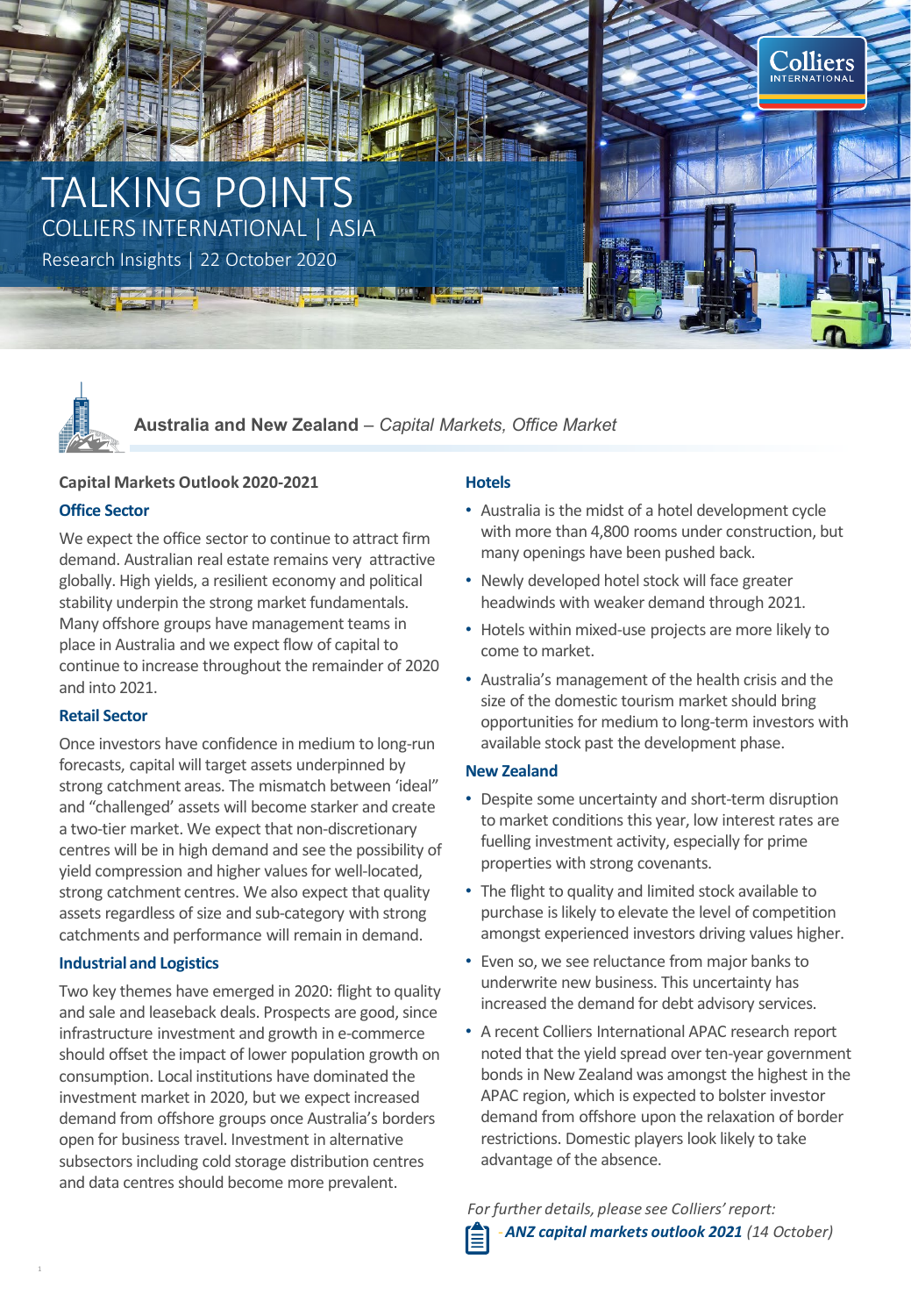# TALKING POINTS

COLLIERS INTERNATIONAL | ASIA

Research Insights | 22 October 2020

## Australia and New Zealand – *Capital Markets, Office Market*

### Capital Markets Outlook 2020-2021

#### Office Sector

We expect the office sector to continue to attract firm demand. Australian real estate remains very attractive globally. High yields, a resilient economy and political stability underpin the strong market fundamentals. Many offshore groups have management teams in place in Australia and we expect flow of capital to continue to increase throughout the remainder of 2020 and into 2021.

#### Retail Sector

Once investors have confidence in medium to long-run forecasts, capital will target assets underpinned by strong catchment areas. The mismatch between 'ideal" and "challenged' assets will become starker and create a two-tier market. We expect that non-discretionary centres will be in high demand and see the possibility of yield compression and higher values for well-located, strong catchment centres. We also expect that quality assets regardless of size and sub-category with strong catchments and performance will remain in demand.

#### Industrial and Logistics

Two key themes have emerged in 2020: flight to quality and sale and leaseback deals. Prospects are good, since infrastructure investment and growth in e-commerce should offset the impact of lower population growth on consumption. Local institutions have dominated the investment market in 2020, but we expect increased demand from offshore groups once Australia's borders open for business travel. Investment in alternative subsectors including cold storage distribution centres and data centres should become more prevalent.

#### Hotels

- Australia is the midst of a hotel development cycle with more than 4,800 rooms under construction, but many openings have been pushed back.
- Newly developed hotel stock will face greater headwinds with weaker demand through 2021.
- Hotels within mixed-use projects are more likely to come to market.
- Australia's management of the health crisis and the size of the domestic tourism market should bring opportunities for medium to long-term investors with available stock past the development phase.

#### New Zealand

- Despite some uncertainty and short-term disruption to market conditions this year, low interest rates are fuelling investment activity, especially for prime properties with strong covenants.
- The flight to quality and limited stock available to purchase is likely to elevate the level of competition amongst experienced investors driving values higher.
- Even so, we see reluctance from major banks to underwrite new business. This uncertainty has increased the demand for debt advisory services.
- A recent Colliers International APAC research report noted that the yield spread over ten-year government bonds in New Zealand was amongst the highest in the APAC region, which is expected to bolster investor demand from offshore upon the relaxation of border restrictions. Domestic players look likely to take advantage of the absence.

*For further details, please see Colliers' report:*

- ***ANZ capital markets outlook 2021*** *(14 October)*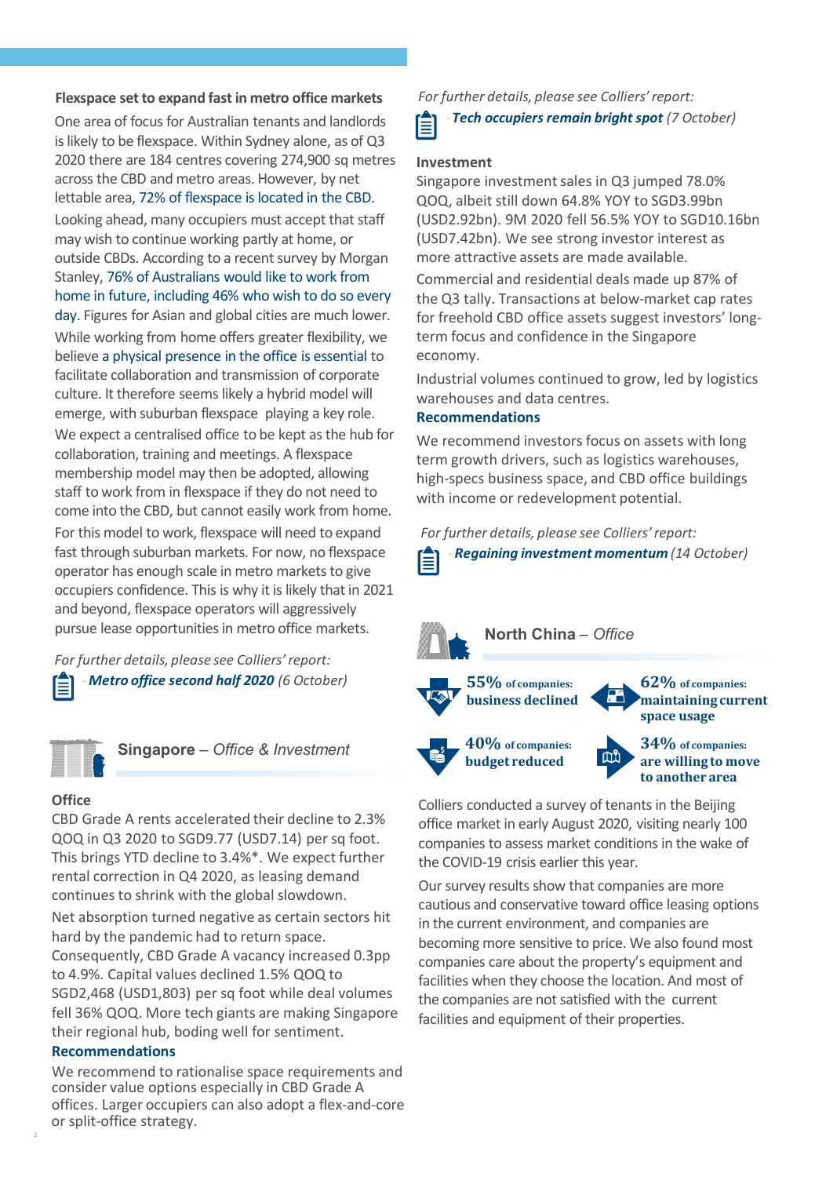### Flexspace set to expand fast in metro office markets

One area of focus for Australian tenants and landlords is likely to be flexspace. Within Sydney alone, as of Q3 2020 there are 184 centres covering 274,900 sq metres across the CBD and metro areas. However, by net lettable area, 72% of flexspace is located in the CBD.

Looking ahead, many occupiers must accept that staff may wish to continue working partly at home, or outside CBDs. According to a recent survey by Morgan Stanley, 76% of Australians would like to work from home in future, including 46% who wish to do so every day. Figures for Asian and global cities are much lower.

While working from home offers greater flexibility, we believe a physical presence in the office is essential to facilitate collaboration and transmission of corporate culture. It therefore seems likely a hybrid model will emerge, with suburban flexspace playing a key role.

We expect a centralised office to be kept as the hub for collaboration, training and meetings. A flexspace membership model may then be adopted, allowing staff to work from in flexspace if they do not need to come into the CBD, but cannot easily work from home.

For this model to work, flexspace will need to expand fast through suburban markets. For now, no flexspace operator has enough scale in metro markets to give occupiers confidence. This is why it is likely that in 2021 and beyond, flexspace operators will aggressively pursue lease opportunities in metro office markets.

*For further details, please see Colliers' report:*

- ***Metro office second half 2020*** *(6 October)*

## Singapore – *Office & Investment*

### Office

CBD Grade A rents accelerated their decline to 2.3% QOQ in Q3 2020 to SGD9.77 (USD7.14) per sq foot. This brings YTD decline to 3.4%*. We expect further rental correction in Q4 2020, as leasing demand continues to shrink with the global slowdown.

Net absorption turned negative as certain sectors hit hard by the pandemic had to return space. Consequently, CBD Grade A vacancy increased 0.3pp to 4.9%. Capital values declined 1.5% QOQ to SGD2,468 (USD1,803) per sq foot while deal volumes fell 36% QOQ. More tech giants are making Singapore their regional hub, boding well for sentiment.

### Recommendations

We recommend to rationalise space requirements and consider value options especially in CBD Grade A offices. Larger occupiers can also adopt a flex-and-core or split-office strategy.

*For further details, please see Colliers' report:*

- ***Tech occupiers remain bright spot*** *(7 October)*

### Investment

Singapore investment sales in Q3 jumped 78.0% QOQ, albeit still down 64.8% YOY to SGD3.99bn (USD2.92bn). 9M 2020 fell 56.5% YOY to SGD10.16bn (USD7.42bn). We see strong investor interest as more attractive assets are made available.

Commercial and residential deals made up 87% of the Q3 tally. Transactions at below-market cap rates for freehold CBD office assets suggest investors' long-term focus and confidence in the Singapore economy.

Industrial volumes continued to grow, led by logistics warehouses and data centres.

### Recommendations

We recommend investors focus on assets with long term growth drivers, such as logistics warehouses, high-specs business space, and CBD office buildings with income or redevelopment potential.

*For further details, please see Colliers' report:*

- ***Regaining investment momentum*** *(14 October)*

## North China – *Office*

- **55%** of companies: **business declined**
- **62%** of companies: **maintaining current space usage**
- **40%** of companies: **budget reduced**
- **34%** of companies: **are willing to move to another area**

Colliers conducted a survey of tenants in the Beijing office market in early August 2020, visiting nearly 100 companies to assess market conditions in the wake of the COVID-19 crisis earlier this year.

Our survey results show that companies are more cautious and conservative toward office leasing options in the current environment, and companies are becoming more sensitive to price. We also found most companies care about the property's equipment and facilities when they choose the location. And most of the companies are not satisfied with the current facilities and equipment of their properties.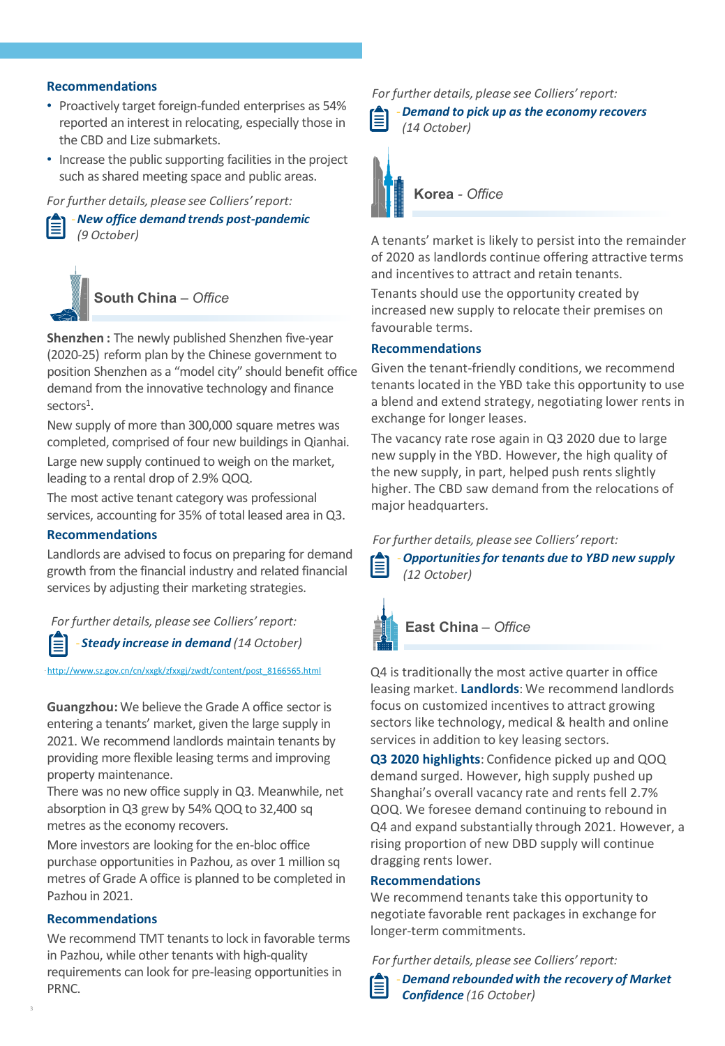**Recommendations**

- Proactively target foreign-funded enterprises as 54% reported an interest in relocating, especially those in the CBD and Lize submarkets.
- Increase the public supporting facilities in the project such as shared meeting space and public areas.

*For further details, please see Colliers' report:*

- ***New office demand trends post-pandemic*** *(9 October)*

## South China – *Office*

**Shenzhen :** The newly published Shenzhen five-year (2020-25) reform plan by the Chinese government to position Shenzhen as a "model city" should benefit office demand from the innovative technology and finance sectors[1].

New supply of more than 300,000 square metres was completed, comprised of four new buildings in Qianhai.

Large new supply continued to weigh on the market, leading to a rental drop of 2.9% QOQ.

The most active tenant category was professional services, accounting for 35% of total leased area in Q3.

**Recommendations**

Landlords are advised to focus on preparing for demand growth from the financial industry and related financial services by adjusting their marketing strategies.

*For further details, please see Colliers' report:*

- ***Steady increase in demand*** *(14 October)*

[1] http://www.sz.gov.cn/cn/xxgk/zfxxgj/zwdt/content/post_8166565.html

**Guangzhou:** We believe the Grade A office sector is entering a tenants' market, given the large supply in 2021. We recommend landlords maintain tenants by providing more flexible leasing terms and improving property maintenance.

There was no new office supply in Q3. Meanwhile, net absorption in Q3 grew by 54% QOQ to 32,400 sq metres as the economy recovers.

More investors are looking for the en-bloc office purchase opportunities in Pazhou, as over 1 million sq metres of Grade A office is planned to be completed in Pazhou in 2021.

**Recommendations**

We recommend TMT tenants to lock in favorable terms in Pazhou, while other tenants with high-quality requirements can look for pre-leasing opportunities in PRNC.

*For further details, please see Colliers' report:*

- ***Demand to pick up as the economy recovers*** *(14 October)*

## Korea - *Office*

A tenants' market is likely to persist into the remainder of 2020 as landlords continue offering attractive terms and incentives to attract and retain tenants.

Tenants should use the opportunity created by increased new supply to relocate their premises on favourable terms.

**Recommendations**

Given the tenant-friendly conditions, we recommend tenants located in the YBD take this opportunity to use a blend and extend strategy, negotiating lower rents in exchange for longer leases.

The vacancy rate rose again in Q3 2020 due to large new supply in the YBD. However, the high quality of the new supply, in part, helped push rents slightly higher. The CBD saw demand from the relocations of major headquarters.

*For further details, please see Colliers' report:*

- ***Opportunities for tenants due to YBD new supply*** *(12 October)*

## East China – *Office*

Q4 is traditionally the most active quarter in office leasing market. **Landlords**: We recommend landlords focus on customized incentives to attract growing sectors like technology, medical & health and online services in addition to key leasing sectors.

**Q3 2020 highlights**: Confidence picked up and QOQ demand surged. However, high supply pushed up Shanghai's overall vacancy rate and rents fell 2.7% QOQ. We foresee demand continuing to rebound in Q4 and expand substantially through 2021. However, a rising proportion of new DBD supply will continue dragging rents lower.

**Recommendations**

We recommend tenants take this opportunity to negotiate favorable rent packages in exchange for longer-term commitments.

*For further details, please see Colliers' report:*

- ***Demand rebounded with the recovery of Market Confidence*** *(16 October)*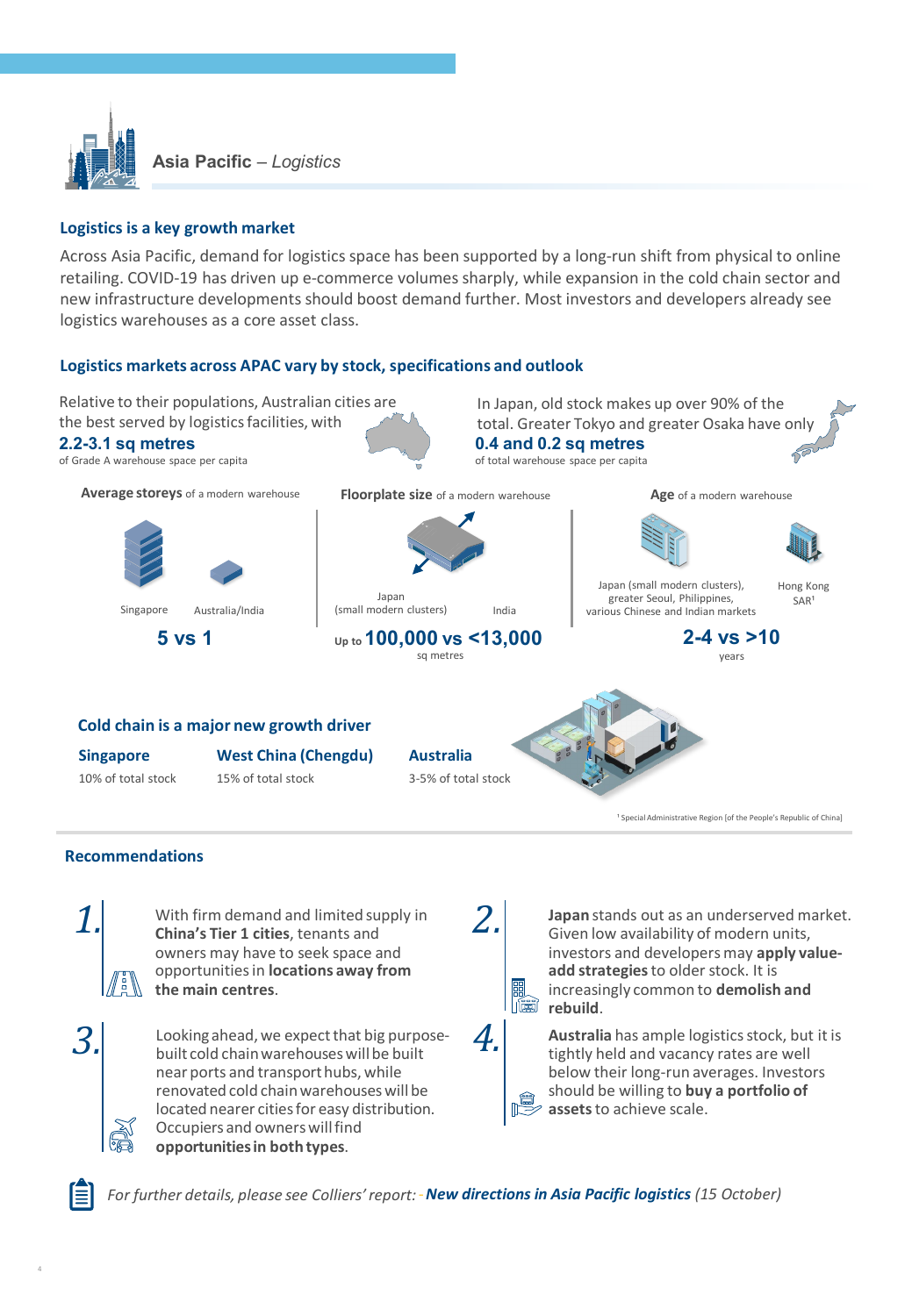## Asia Pacific – *Logistics*

### Logistics is a key growth market

Across Asia Pacific, demand for logistics space has been supported by a long-run shift from physical to online retailing. COVID-19 has driven up e-commerce volumes sharply, while expansion in the cold chain sector and new infrastructure developments should boost demand further. Most investors and developers already see logistics warehouses as a core asset class.

### Logistics markets across APAC vary by stock, specifications and outlook

Relative to their populations, Australian cities are the best served by logistics facilities, with
**2.2-3.1 sq metres**
of Grade A warehouse space per capita

In Japan, old stock makes up over 90% of the total. Greater Tokyo and greater Osaka have only
**0.4 and 0.2 sq metres**
of total warehouse space per capita

**Average storeys** of a modern warehouse

Singapore | Australia/India

**5 vs 1**

**Floorplate size** of a modern warehouse

Japan (small modern clusters) | India

Up to **100,000 vs <13,000**
sq metres

**Age** of a modern warehouse

Japan (small modern clusters), greater Seoul, Philippines, various Chinese and Indian markets | Hong Kong SAR[1]

**2-4 vs >10**
years

### Cold chain is a major new growth driver

**Singapore**
10% of total stock

**West China (Chengdu)**
15% of total stock

**Australia**
3-5% of total stock

[1] Special Administrative Region [of the People's Republic of China]

### Recommendations

**1.** With firm demand and limited supply in **China's Tier 1 cities**, tenants and owners may have to seek space and opportunities in **locations away from the main centres**.

**2.** **Japan** stands out as an underserved market. Given low availability of modern units, investors and developers may **apply value-add strategies** to older stock. It is increasingly common to **demolish and rebuild**.

**3.** Looking ahead, we expect that big purpose-built cold chain warehouses will be built near ports and transport hubs, while renovated cold chain warehouses will be located nearer cities for easy distribution. Occupiers and owners will find **opportunities in both types**.

**4.** **Australia** has ample logistics stock, but it is tightly held and vacancy rates are well below their long-run averages. Investors should be willing to **buy a portfolio of assets** to achieve scale.

*For further details, please see Colliers' report: **New directions in Asia Pacific logistics** (15 October)*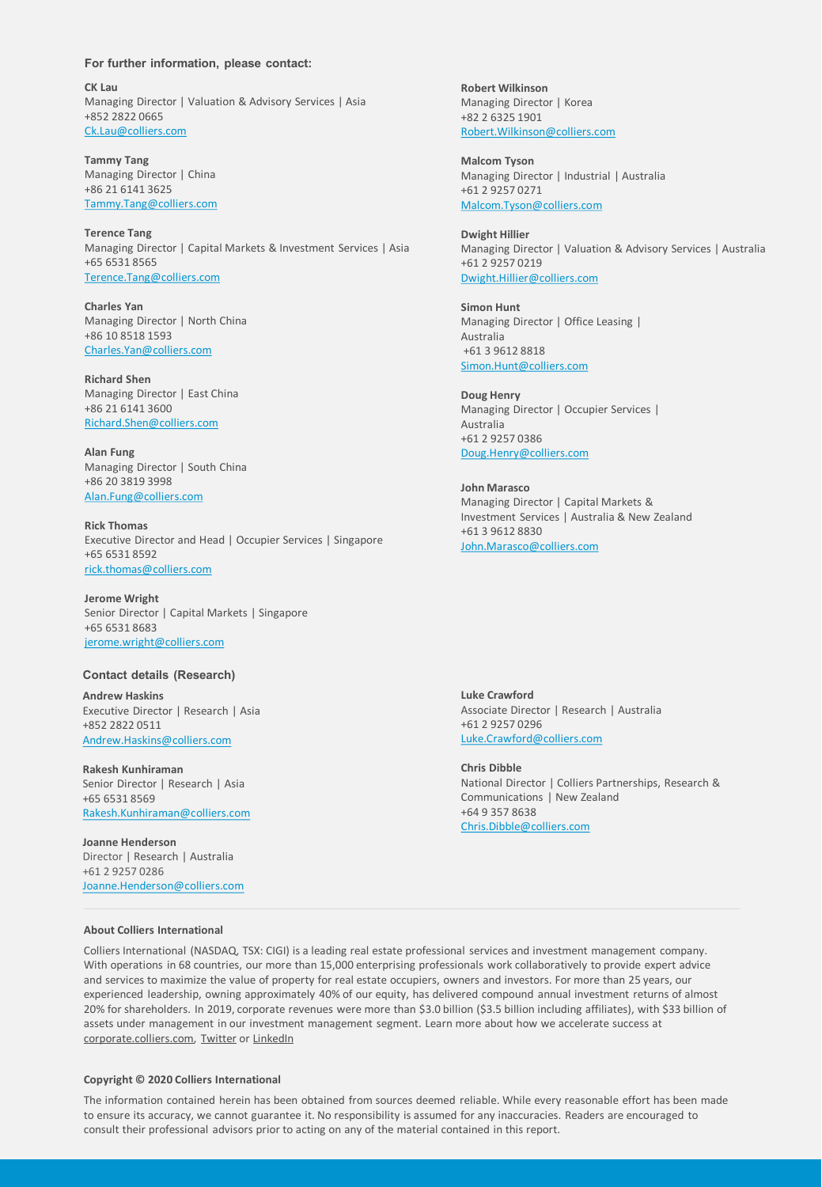### For further information, please contact:

**CK Lau**
Managing Director | Valuation & Advisory Services | Asia
+852 2822 0665
Ck.Lau@colliers.com

**Tammy Tang**
Managing Director | China
+86 21 6141 3625
Tammy.Tang@colliers.com

**Terence Tang**
Managing Director | Capital Markets & Investment Services | Asia
+65 6531 8565
Terence.Tang@colliers.com

**Charles Yan**
Managing Director | North China
+86 10 8518 1593
Charles.Yan@colliers.com

**Richard Shen**
Managing Director | East China
+86 21 6141 3600
Richard.Shen@colliers.com

**Alan Fung**
Managing Director | South China
+86 20 3819 3998
Alan.Fung@colliers.com

**Rick Thomas**
Executive Director and Head | Occupier Services | Singapore
+65 6531 8592
rick.thomas@colliers.com

**Jerome Wright**
Senior Director | Capital Markets | Singapore
+65 6531 8683
jerome.wright@colliers.com

**Robert Wilkinson**
Managing Director | Korea
+82 2 6325 1901
Robert.Wilkinson@colliers.com

**Malcom Tyson**
Managing Director | Industrial | Australia
+61 2 9257 0271
Malcom.Tyson@colliers.com

**Dwight Hillier**
Managing Director | Valuation & Advisory Services | Australia
+61 2 9257 0219
Dwight.Hillier@colliers.com

**Simon Hunt**
Managing Director | Office Leasing | Australia
+61 3 9612 8818
Simon.Hunt@colliers.com

**Doug Henry**
Managing Director | Occupier Services | Australia
+61 2 9257 0386
Doug.Henry@colliers.com

**John Marasco**
Managing Director | Capital Markets & Investment Services | Australia & New Zealand
+61 3 9612 8830
John.Marasco@colliers.com

### Contact details (Research)

**Andrew Haskins**
Executive Director | Research | Asia
+852 2822 0511
Andrew.Haskins@colliers.com

**Rakesh Kunhiraman**
Senior Director | Research | Asia
+65 6531 8569
Rakesh.Kunhiraman@colliers.com

**Joanne Henderson**
Director | Research | Australia
+61 2 9257 0286
Joanne.Henderson@colliers.com

**Luke Crawford**
Associate Director | Research | Australia
+61 2 9257 0296
Luke.Crawford@colliers.com

**Chris Dibble**
National Director | Colliers Partnerships, Research & Communications | New Zealand
+64 9 357 8638
Chris.Dibble@colliers.com

**About Colliers International**

Colliers International (NASDAQ, TSX: CIGI) is a leading real estate professional services and investment management company. With operations in 68 countries, our more than 15,000 enterprising professionals work collaboratively to provide expert advice and services to maximize the value of property for real estate occupiers, owners and investors. For more than 25 years, our experienced leadership, owning approximately 40% of our equity, has delivered compound annual investment returns of almost 20% for shareholders. In 2019, corporate revenues were more than $3.0 billion ($3.5 billion including affiliates), with $33 billion of assets under management in our investment management segment. Learn more about how we accelerate success at corporate.colliers.com, Twitter or LinkedIn

**Copyright © 2020 Colliers International**

The information contained herein has been obtained from sources deemed reliable. While every reasonable effort has been made to ensure its accuracy, we cannot guarantee it. No responsibility is assumed for any inaccuracies. Readers are encouraged to consult their professional advisors prior to acting on any of the material contained in this report.